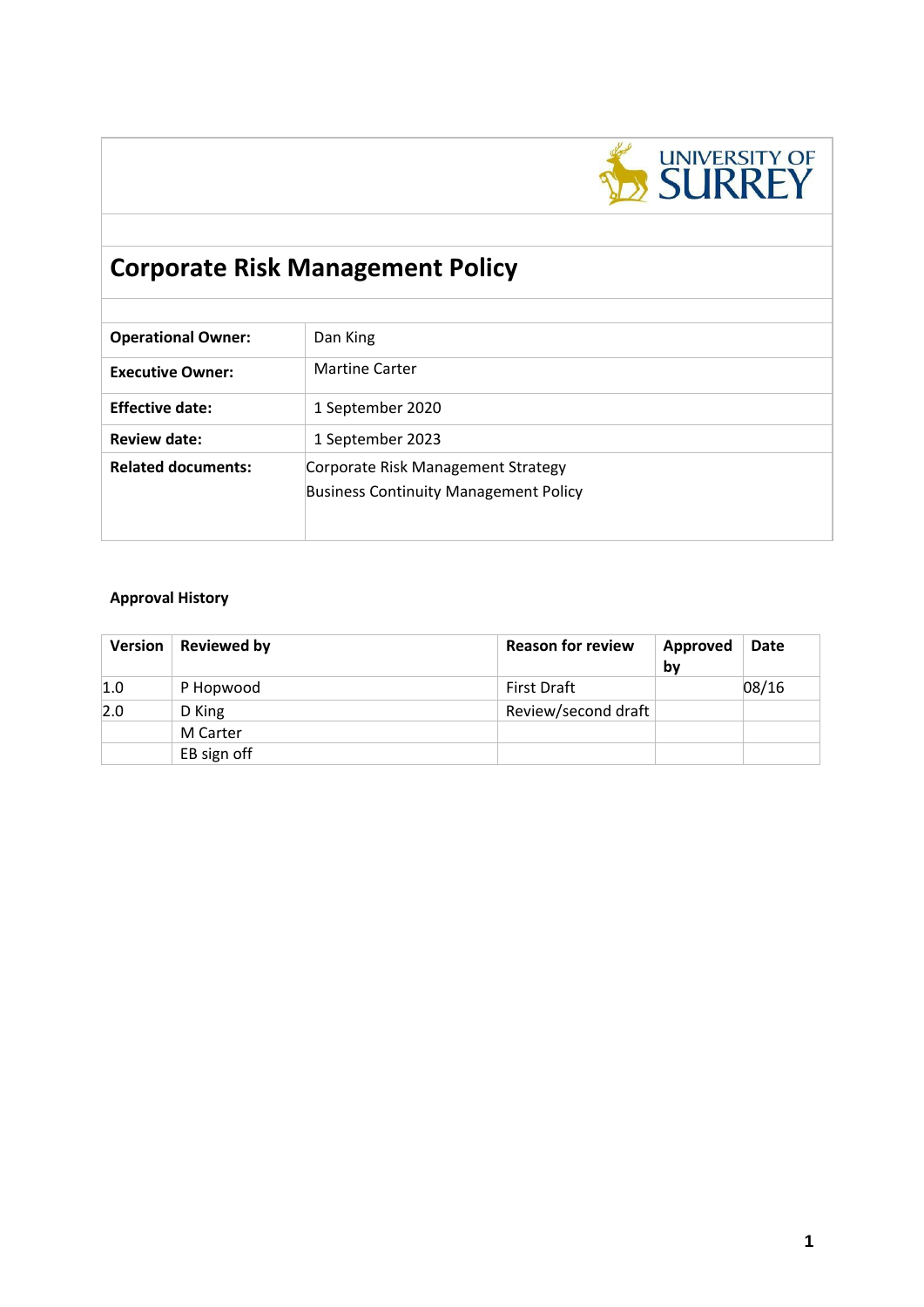# Corporate Risk Management Policy

| | |
|---|---|
| **Operational Owner:** | Dan King |
| **Executive Owner:** | Martine Carter |
| **Effective date:** | 1 September 2020 |
| **Review date:** | 1 September 2023 |
| **Related documents:** | Corporate Risk Management Strategy<br>Business Continuity Management Policy |

**Approval History**

| Version | Reviewed by | Reason for review | Approved by | Date |
|---|---|---|---|---|
| 1.0 | P Hopwood | First Draft | | 08/16 |
| 2.0 | D King | Review/second draft | | |
| | M Carter | | | |
| | EB sign off | | | |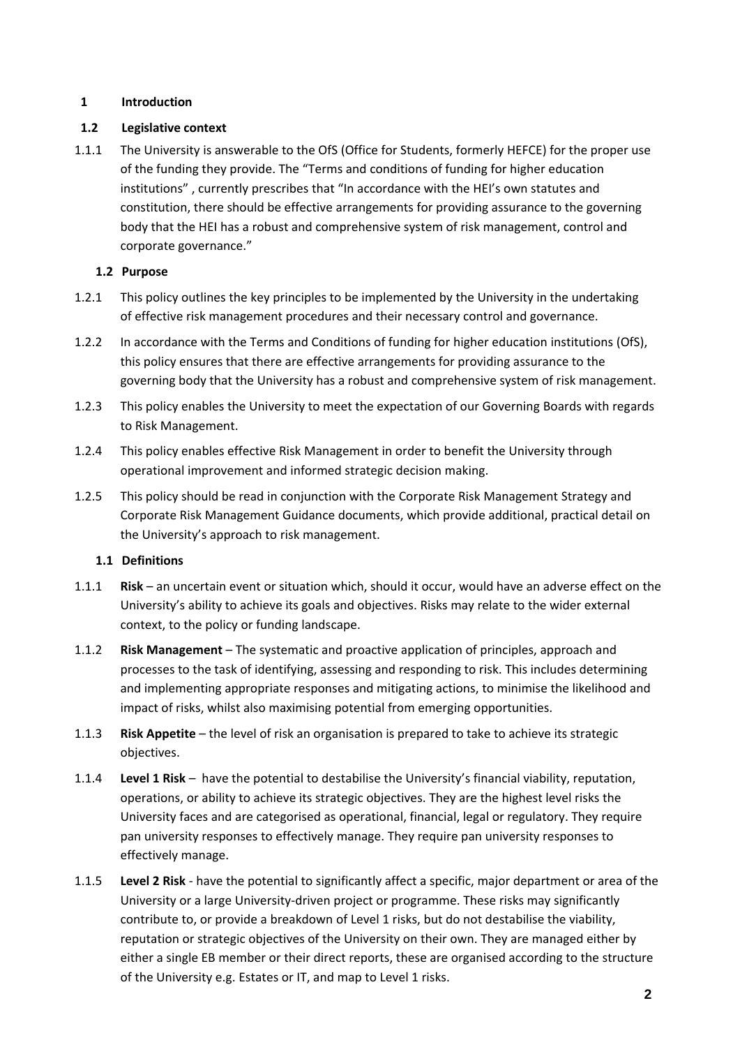## 1 Introduction

### 1.2 Legislative context

1.1.1 The University is answerable to the OfS (Office for Students, formerly HEFCE) for the proper use of the funding they provide. The "Terms and conditions of funding for higher education institutions" , currently prescribes that "In accordance with the HEI's own statutes and constitution, there should be effective arrangements for providing assurance to the governing body that the HEI has a robust and comprehensive system of risk management, control and corporate governance."

### 1.2 Purpose

1.2.1 This policy outlines the key principles to be implemented by the University in the undertaking of effective risk management procedures and their necessary control and governance.

1.2.2 In accordance with the Terms and Conditions of funding for higher education institutions (OfS), this policy ensures that there are effective arrangements for providing assurance to the governing body that the University has a robust and comprehensive system of risk management.

1.2.3 This policy enables the University to meet the expectation of our Governing Boards with regards to Risk Management.

1.2.4 This policy enables effective Risk Management in order to benefit the University through operational improvement and informed strategic decision making.

1.2.5 This policy should be read in conjunction with the Corporate Risk Management Strategy and Corporate Risk Management Guidance documents, which provide additional, practical detail on the University's approach to risk management.

### 1.1 Definitions

1.1.1 **Risk** – an uncertain event or situation which, should it occur, would have an adverse effect on the University's ability to achieve its goals and objectives. Risks may relate to the wider external context, to the policy or funding landscape.

1.1.2 **Risk Management** – The systematic and proactive application of principles, approach and processes to the task of identifying, assessing and responding to risk. This includes determining and implementing appropriate responses and mitigating actions, to minimise the likelihood and impact of risks, whilst also maximising potential from emerging opportunities.

1.1.3 **Risk Appetite** – the level of risk an organisation is prepared to take to achieve its strategic objectives.

1.1.4 **Level 1 Risk** – have the potential to destabilise the University's financial viability, reputation, operations, or ability to achieve its strategic objectives. They are the highest level risks the University faces and are categorised as operational, financial, legal or regulatory. They require pan university responses to effectively manage. They require pan university responses to effectively manage.

1.1.5 **Level 2 Risk** - have the potential to significantly affect a specific, major department or area of the University or a large University-driven project or programme. These risks may significantly contribute to, or provide a breakdown of Level 1 risks, but do not destabilise the viability, reputation or strategic objectives of the University on their own. They are managed either by either a single EB member or their direct reports, these are organised according to the structure of the University e.g. Estates or IT, and map to Level 1 risks.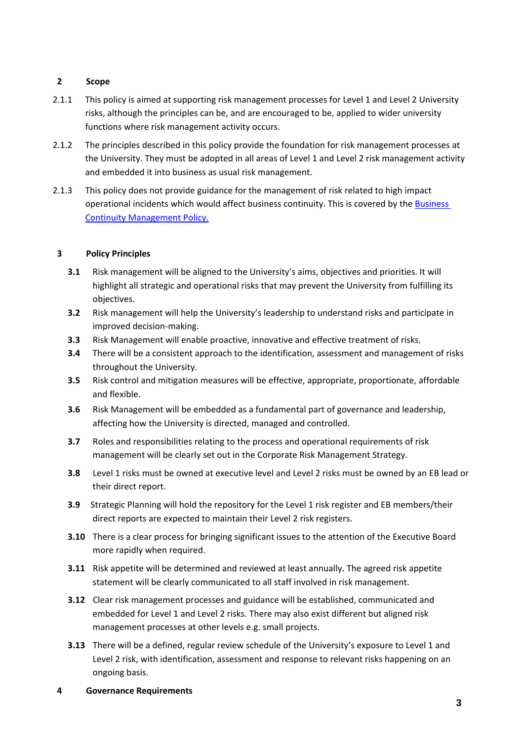## 2 Scope

2.1.1 This policy is aimed at supporting risk management processes for Level 1 and Level 2 University risks, although the principles can be, and are encouraged to be, applied to wider university functions where risk management activity occurs.

2.1.2 The principles described in this policy provide the foundation for risk management processes at the University. They must be adopted in all areas of Level 1 and Level 2 risk management activity and embedded it into business as usual risk management.

2.1.3 This policy does not provide guidance for the management of risk related to high impact operational incidents which would affect business continuity. This is covered by the [Business Continuity Management Policy.]()

## 3 Policy Principles

**3.1** Risk management will be aligned to the University's aims, objectives and priorities. It will highlight all strategic and operational risks that may prevent the University from fulfilling its objectives.

**3.2** Risk management will help the University's leadership to understand risks and participate in improved decision-making.

**3.3** Risk Management will enable proactive, innovative and effective treatment of risks.

**3.4** There will be a consistent approach to the identification, assessment and management of risks throughout the University.

**3.5** Risk control and mitigation measures will be effective, appropriate, proportionate, affordable and flexible.

**3.6** Risk Management will be embedded as a fundamental part of governance and leadership, affecting how the University is directed, managed and controlled.

**3.7** Roles and responsibilities relating to the process and operational requirements of risk management will be clearly set out in the Corporate Risk Management Strategy.

**3.8** Level 1 risks must be owned at executive level and Level 2 risks must be owned by an EB lead or their direct report.

**3.9** Strategic Planning will hold the repository for the Level 1 risk register and EB members/their direct reports are expected to maintain their Level 2 risk registers.

**3.10** There is a clear process for bringing significant issues to the attention of the Executive Board more rapidly when required.

**3.11** Risk appetite will be determined and reviewed at least annually. The agreed risk appetite statement will be clearly communicated to all staff involved in risk management.

**3.12** Clear risk management processes and guidance will be established, communicated and embedded for Level 1 and Level 2 risks. There may also exist different but aligned risk management processes at other levels e.g. small projects.

**3.13** There will be a defined, regular review schedule of the University's exposure to Level 1 and Level 2 risk, with identification, assessment and response to relevant risks happening on an ongoing basis.

## 4 Governance Requirements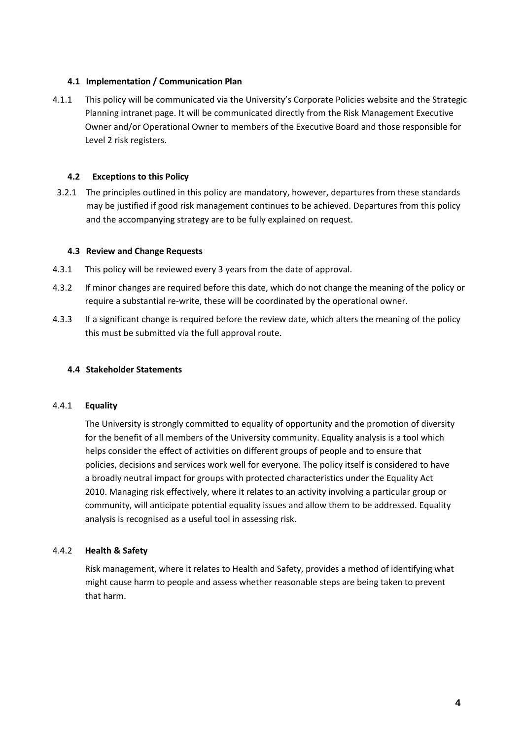### 4.1 Implementation / Communication Plan

4.1.1 This policy will be communicated via the University's Corporate Policies website and the Strategic Planning intranet page. It will be communicated directly from the Risk Management Executive Owner and/or Operational Owner to members of the Executive Board and those responsible for Level 2 risk registers.

### 4.2 Exceptions to this Policy

3.2.1 The principles outlined in this policy are mandatory, however, departures from these standards may be justified if good risk management continues to be achieved. Departures from this policy and the accompanying strategy are to be fully explained on request.

### 4.3 Review and Change Requests

4.3.1 This policy will be reviewed every 3 years from the date of approval.

4.3.2 If minor changes are required before this date, which do not change the meaning of the policy or require a substantial re-write, these will be coordinated by the operational owner.

4.3.3 If a significant change is required before the review date, which alters the meaning of the policy this must be submitted via the full approval route.

### 4.4 Stakeholder Statements

#### 4.4.1 Equality

The University is strongly committed to equality of opportunity and the promotion of diversity for the benefit of all members of the University community. Equality analysis is a tool which helps consider the effect of activities on different groups of people and to ensure that policies, decisions and services work well for everyone. The policy itself is considered to have a broadly neutral impact for groups with protected characteristics under the Equality Act 2010. Managing risk effectively, where it relates to an activity involving a particular group or community, will anticipate potential equality issues and allow them to be addressed. Equality analysis is recognised as a useful tool in assessing risk.

#### 4.4.2 Health & Safety

Risk management, where it relates to Health and Safety, provides a method of identifying what might cause harm to people and assess whether reasonable steps are being taken to prevent that harm.